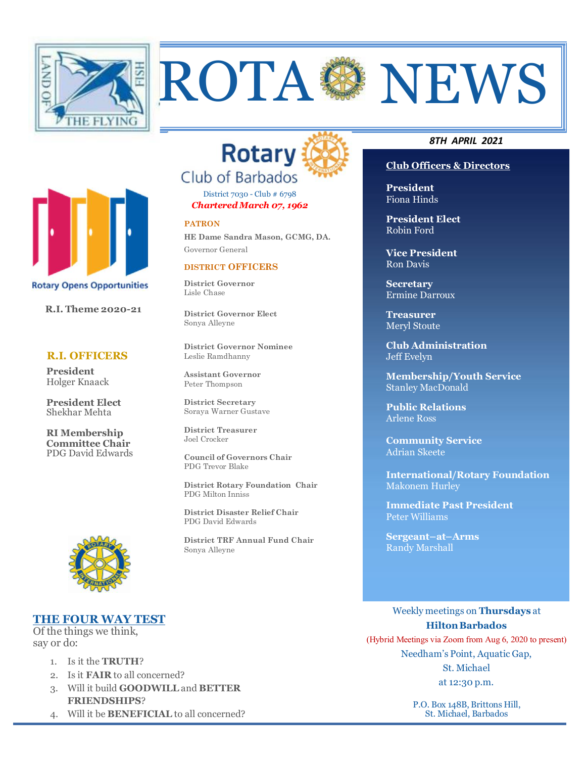# ROTA NEWS

*8TH APRIL 2021*

Rotary Opens Opportunities

**R.I. Theme 2020-21**

## R.I. OFFICERS

**President**
Holger Knaack

**President Elect**
Shekhar Mehta

**RI Membership Committee Chair**
PDG David Edwards

## Rotary Club of Barbados

District 7030 - Club # 6798

***Chartered March 07, 1962***

### PATRON

**HE Dame Sandra Mason, GCMG, DA.**
Governor General

### DISTRICT OFFICERS

**District Governor**
Lisle Chase

**District Governor Elect**
Sonya Alleyne

**District Governor Nominee**
Leslie Ramdhanny

**Assistant Governor**
Peter Thompson

**District Secretary**
Soraya Warner Gustave

**District Treasurer**
Joel Crocker

**Council of Governors Chair**
PDG Trevor Blake

**District Rotary Foundation Chair**
PDG Milton Inniss

**District Disaster Relief Chair**
PDG David Edwards

**District TRF Annual Fund Chair**
Sonya Alleyne

### Club Officers & Directors

**President**
Fiona Hinds

**President Elect**
Robin Ford

**Vice President**
Ron Davis

**Secretary**
Ermine Darroux

**Treasurer**
Meryl Stoute

**Club Administration**
Jeff Evelyn

**Membership/Youth Service**
Stanley MacDonald

**Public Relations**
Arlene Ross

**Community Service**
Adrian Skeete

**International/Rotary Foundation**
Makonem Hurley

**Immediate Past President**
Peter Williams

**Sergeant–at–Arms**
Randy Marshall

Weekly meetings on **Thursdays** at **Hilton Barbados**
(Hybrid Meetings via Zoom from Aug 6, 2020 to present)
Needham's Point, Aquatic Gap,
St. Michael
at 12:30 p.m.

P.O. Box 148B, Brittons Hill,
St. Michael, Barbados

## THE FOUR WAY TEST

Of the things we think, say or do:

1. Is it the **TRUTH**?
2. Is it **FAIR** to all concerned?
3. Will it build **GOODWILL** and **BETTER FRIENDSHIPS**?
4. Will it be **BENEFICIAL** to all concerned?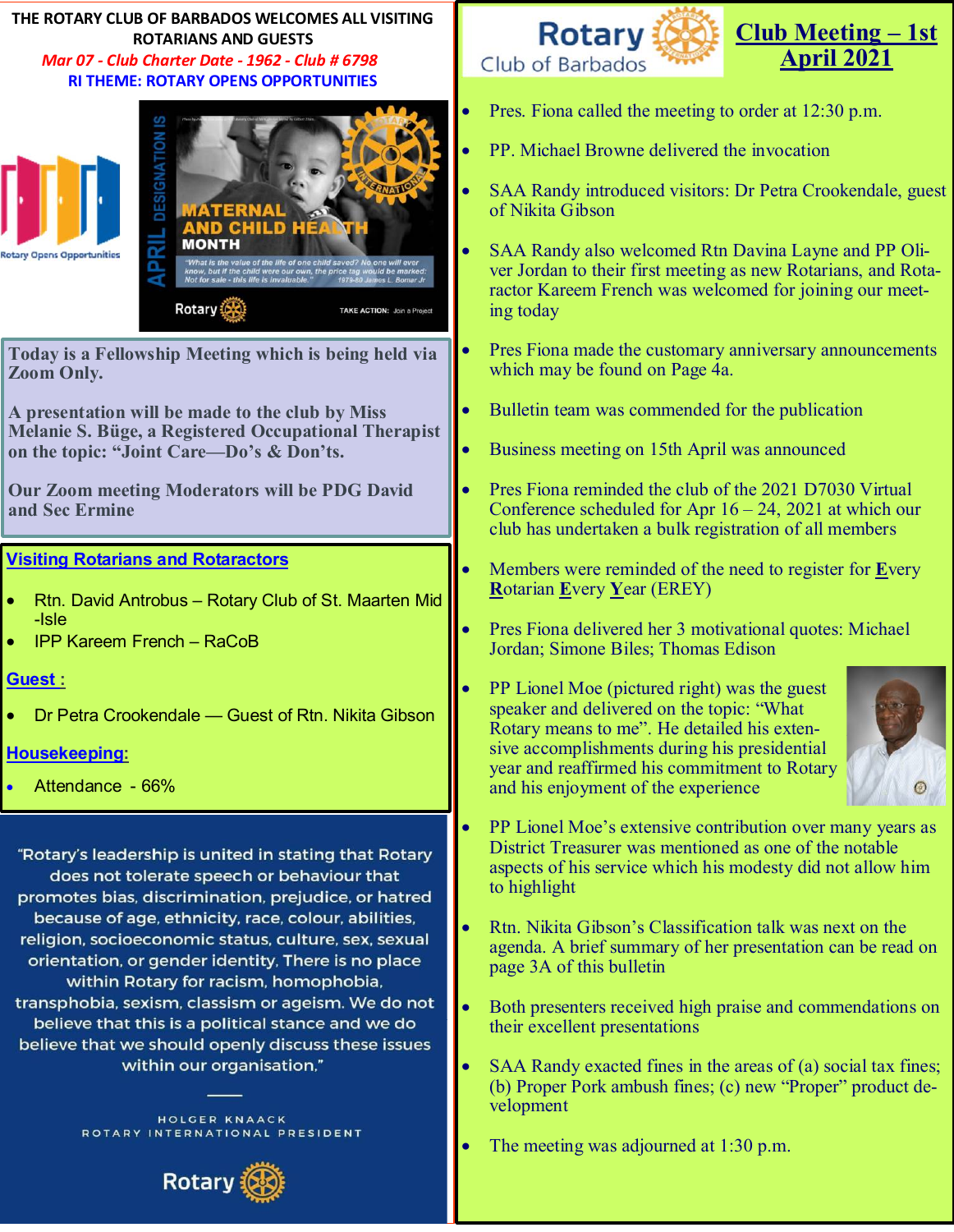THE ROTARY CLUB OF BARBADOS WELCOMES ALL VISITING ROTARIANS AND GUESTS

*Mar 07 - Club Charter Date - 1962 - Club # 6798*

**RI THEME: ROTARY OPENS OPPORTUNITIES**

Rotary Opens Opportunities

APRIL DESIGNATION IS MATERNAL AND CHILD HEALTH MONTH

"What is the value of the life of one child saved? No one will ever know, but if the child were our own, the price tag would be marked: Not for sale - this life is invaluable." 1979-80 James L. Bomar Jr

Rotary TAKE ACTION: Join a Project

**Today is a Fellowship Meeting which is being held via Zoom Only.**

**A presentation will be made to the club by Miss Melanie S. Büge, a Registered Occupational Therapist on the topic: "Joint Care—Do's & Don'ts.**

**Our Zoom meeting Moderators will be PDG David and Sec Ermine**

## Visiting Rotarians and Rotaractors

- Rtn. David Antrobus – Rotary Club of St. Maarten Mid-Isle
- IPP Kareem French – RaCoB

## Guest :

- Dr Petra Crookendale — Guest of Rtn. Nikita Gibson

## Housekeeping:

- Attendance - 66%

"Rotary's leadership is united in stating that Rotary does not tolerate speech or behaviour that promotes bias, discrimination, prejudice, or hatred because of age, ethnicity, race, colour, abilities, religion, socioeconomic status, culture, sex, sexual orientation, or gender identity. There is no place within Rotary for racism, homophobia, transphobia, sexism, classism or ageism. We do not believe that this is a political stance and we do believe that we should openly discuss these issues within our organisation."

HOLGER KNAACK
ROTARY INTERNATIONAL PRESIDENT

Rotary

Rotary Club of Barbados

# Club Meeting – 1st April 2021

- Pres. Fiona called the meeting to order at 12:30 p.m.
- PP. Michael Browne delivered the invocation
- SAA Randy introduced visitors: Dr Petra Crookendale, guest of Nikita Gibson
- SAA Randy also welcomed Rtn Davina Layne and PP Oliver Jordan to their first meeting as new Rotarians, and Rotaractor Kareem French was welcomed for joining our meeting today
- Pres Fiona made the customary anniversary announcements which may be found on Page 4a.
- Bulletin team was commended for the publication
- Business meeting on 15th April was announced
- Pres Fiona reminded the club of the 2021 D7030 Virtual Conference scheduled for Apr 16 – 24, 2021 at which our club has undertaken a bulk registration of all members
- Members were reminded of the need to register for **E**very **R**otarian **E**very **Y**ear (EREY)
- Pres Fiona delivered her 3 motivational quotes: Michael Jordan; Simone Biles; Thomas Edison
- PP Lionel Moe (pictured right) was the guest speaker and delivered on the topic: "What Rotary means to me". He detailed his extensive accomplishments during his presidential year and reaffirmed his commitment to Rotary and his enjoyment of the experience
- PP Lionel Moe's extensive contribution over many years as District Treasurer was mentioned as one of the notable aspects of his service which his modesty did not allow him to highlight
- Rtn. Nikita Gibson's Classification talk was next on the agenda. A brief summary of her presentation can be read on page 3A of this bulletin
- Both presenters received high praise and commendations on their excellent presentations
- SAA Randy exacted fines in the areas of (a) social tax fines; (b) Proper Pork ambush fines; (c) new "Proper" product development
- The meeting was adjourned at 1:30 p.m.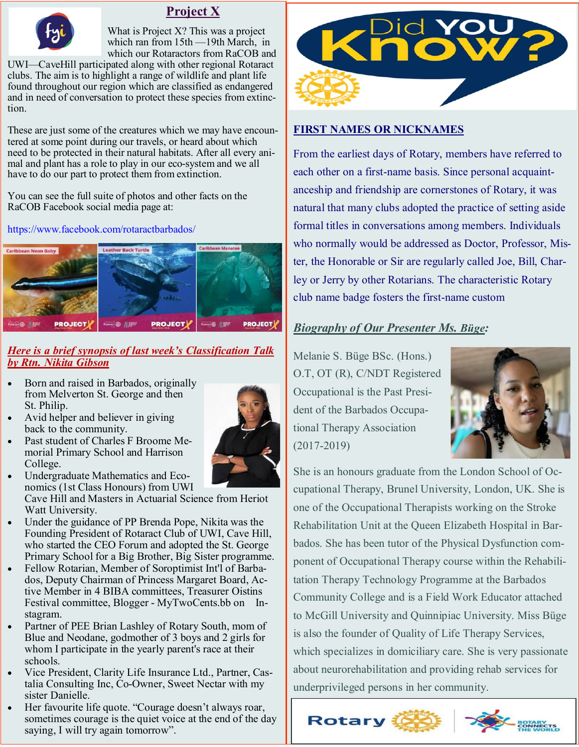## Project X

What is Project X? This was a project which ran from 15th —19th March, in which our Rotaractors from RaCOB and UWI—CaveHill participated along with other regional Rotaract clubs. The aim is to highlight a range of wildlife and plant life found throughout our region which are classified as endangered and in need of conversation to protect these species from extinction.

These are just some of the creatures which we may have encountered at some point during our travels, or heard about which need to be protected in their natural habitats. After all every animal and plant has a role to play in our eco-system and we all have to do our part to protect them from extinction.

You can see the full suite of photos and other facts on the RaCOB Facebook social media page at:

https://www.facebook.com/rotaractbarbados/

Caribbean Neon Goby | Leather Back Turtle | Caribbean Manatee

### *Here is a brief synopsis of last week's Classification Talk by Rtn. Nikita Gibson*

- Born and raised in Barbados, originally from Melverton St. George and then St. Philip.
- Avid helper and believer in giving back to the community.
- Past student of Charles F Broome Memorial Primary School and Harrison College.
- Undergraduate Mathematics and Economics (1st Class Honours) from UWI Cave Hill and Masters in Actuarial Science from Heriot Watt University.
- Under the guidance of PP Brenda Pope, Nikita was the Founding President of Rotaract Club of UWI, Cave Hill, who started the CEO Forum and adopted the St. George Primary School for a Big Brother, Big Sister programme.
- Fellow Rotarian, Member of Soroptimist Int'l of Barbados, Deputy Chairman of Princess Margaret Board, Active Member in 4 BIBA committees, Treasurer Oistins Festival committee, Blogger - MyTwoCents.bb on Instagram.
- Partner of PEE Brian Lashley of Rotary South, mom of Blue and Neodane, godmother of 3 boys and 2 girls for whom I participate in the yearly parent's race at their schools.
- Vice President, Clarity Life Insurance Ltd., Partner, Castalia Consulting Inc, Co-Owner, Sweet Nectar with my sister Danielle.
- Her favourite life quote. "Courage doesn't always roar, sometimes courage is the quiet voice at the end of the day saying, I will try again tomorrow".

## Did YOU Know?

### FIRST NAMES OR NICKNAMES

From the earliest days of Rotary, members have referred to each other on a first-name basis. Since personal acquaintanceship and friendship are cornerstones of Rotary, it was natural that many clubs adopted the practice of setting aside formal titles in conversations among members. Individuals who normally would be addressed as Doctor, Professor, Mister, the Honorable or Sir are regularly called Joe, Bill, Charley or Jerry by other Rotarians. The characteristic Rotary club name badge fosters the first-name custom

### *Biography of Our Presenter Ms. Büge:*

Melanie S. Büge BSc. (Hons.) O.T, OT (R), C/NDT Registered Occupational is the Past President of the Barbados Occupational Therapy Association (2017-2019)

She is an honours graduate from the London School of Occupational Therapy, Brunel University, London, UK. She is one of the Occupational Therapists working on the Stroke Rehabilitation Unit at the Queen Elizabeth Hospital in Barbados. She has been tutor of the Physical Dysfunction component of Occupational Therapy course within the Rehabilitation Therapy Technology Programme at the Barbados Community College and is a Field Work Educator attached to McGill University and Quinnipiac University. Miss Büge is also the founder of Quality of Life Therapy Services, which specializes in domiciliary care. She is very passionate about neurorehabilitation and providing rehab services for underprivileged persons in her community.

Rotary | Rotary Connects the World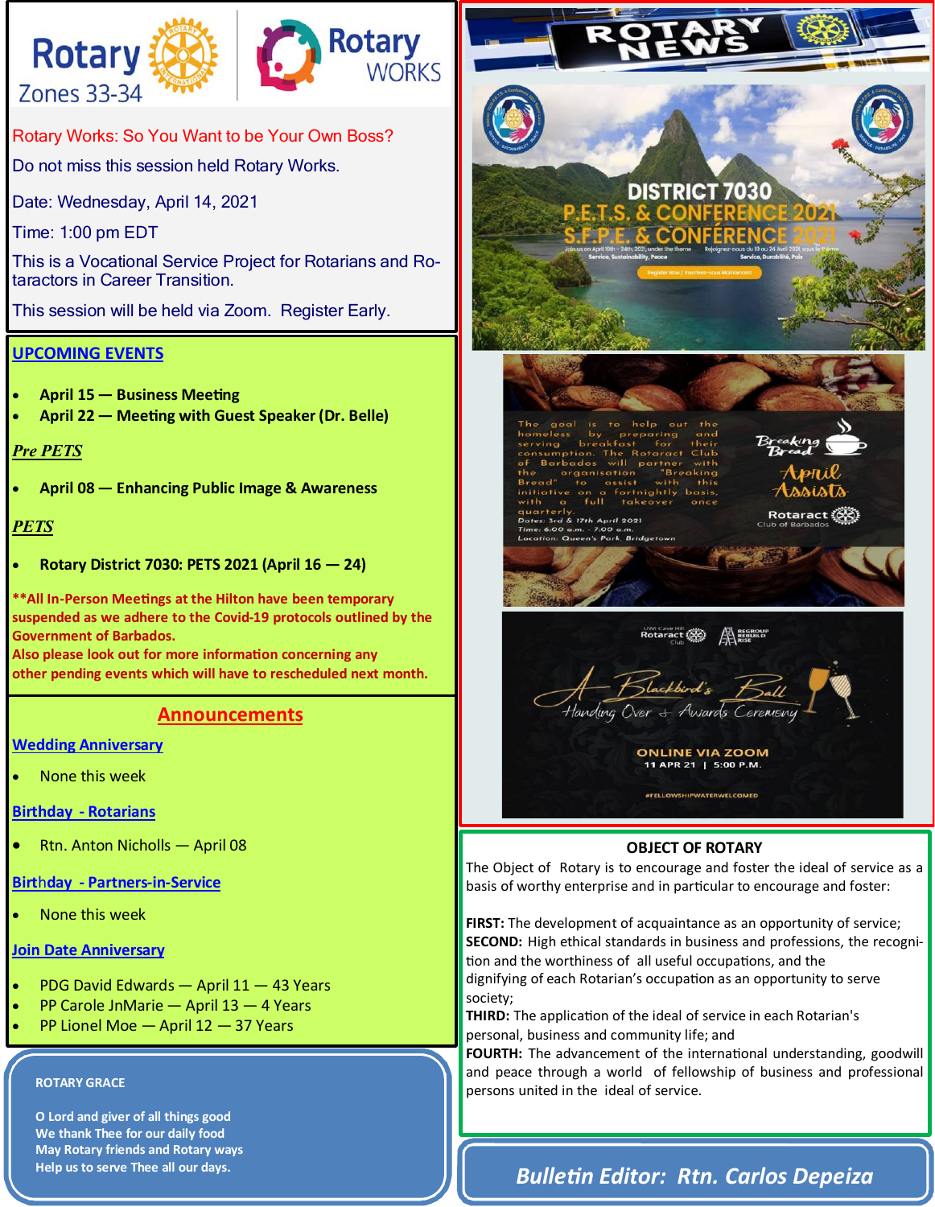Rotary Zones 33-34 | Rotary WORKS

Rotary Works: So You Want to be Your Own Boss?

Do not miss this session held Rotary Works.

Date: Wednesday, April 14, 2021

Time: 1:00 pm EDT

This is a Vocational Service Project for Rotarians and Rotaractors in Career Transition.

This session will be held via Zoom. Register Early.

## UPCOMING EVENTS

- **April 15 — Business Meeting**
- **April 22 — Meeting with Guest Speaker (Dr. Belle)**

***Pre PETS***

- **April 08 — Enhancing Public Image & Awareness**

***PETS***

- **Rotary District 7030: PETS 2021 (April 16 — 24)**

**\*\*All In-Person Meetings at the Hilton have been temporary suspended as we adhere to the Covid-19 protocols outlined by the Government of Barbados.**
**Also please look out for more information concerning any other pending events which will have to rescheduled next month.**

## Announcements

**Wedding Anniversary**

- None this week

**Birthday - Rotarians**

- Rtn. Anton Nicholls — April 08

**Birthday - Partners-in-Service**

- None this week

**Join Date Anniversary**

- PDG David Edwards — April 11 — 43 Years
- PP Carole JnMarie — April 13 — 4 Years
- PP Lionel Moe — April 12 — 37 Years

**ROTARY GRACE**

O Lord and giver of all things good
We thank Thee for our daily food
May Rotary friends and Rotary ways
Help us to serve Thee all our days.

## ROTARY NEWS

DISTRICT 7030
P.E.T.S. & CONFERENCE 2021
S.F.P.E. & CONFÉRENCE 2021

The goal is to help out the homeless by preparing and serving breakfast for their consumption. The Rotaract Club of Barbados will partner with the organisation "Breaking Bread" to assist with this initiative on a fortnightly basis, with a full takeover once quarterly.
Dates: 3rd & 17th April 2021
Time: 6:00 a.m. - 7:00 a.m.
Location: Queen's Park, Bridgetown

Breaking Bread — April Assists — Rotaract Club of Barbados

A Blackbird's Ball — Handing Over & Awards Ceremony
ONLINE VIA ZOOM
11 APR 21 | 5:00 P.M.
#FELLOWSHIPWATERWELCOMED

## OBJECT OF ROTARY

The Object of Rotary is to encourage and foster the ideal of service as a basis of worthy enterprise and in particular to encourage and foster:

**FIRST:** The development of acquaintance as an opportunity of service;
**SECOND:** High ethical standards in business and professions, the recognition and the worthiness of all useful occupations, and the dignifying of each Rotarian's occupation as an opportunity to serve society;
**THIRD:** The application of the ideal of service in each Rotarian's personal, business and community life; and
**FOURTH:** The advancement of the international understanding, goodwill and peace through a world of fellowship of business and professional persons united in the ideal of service.

***Bulletin Editor: Rtn. Carlos Depeiza***